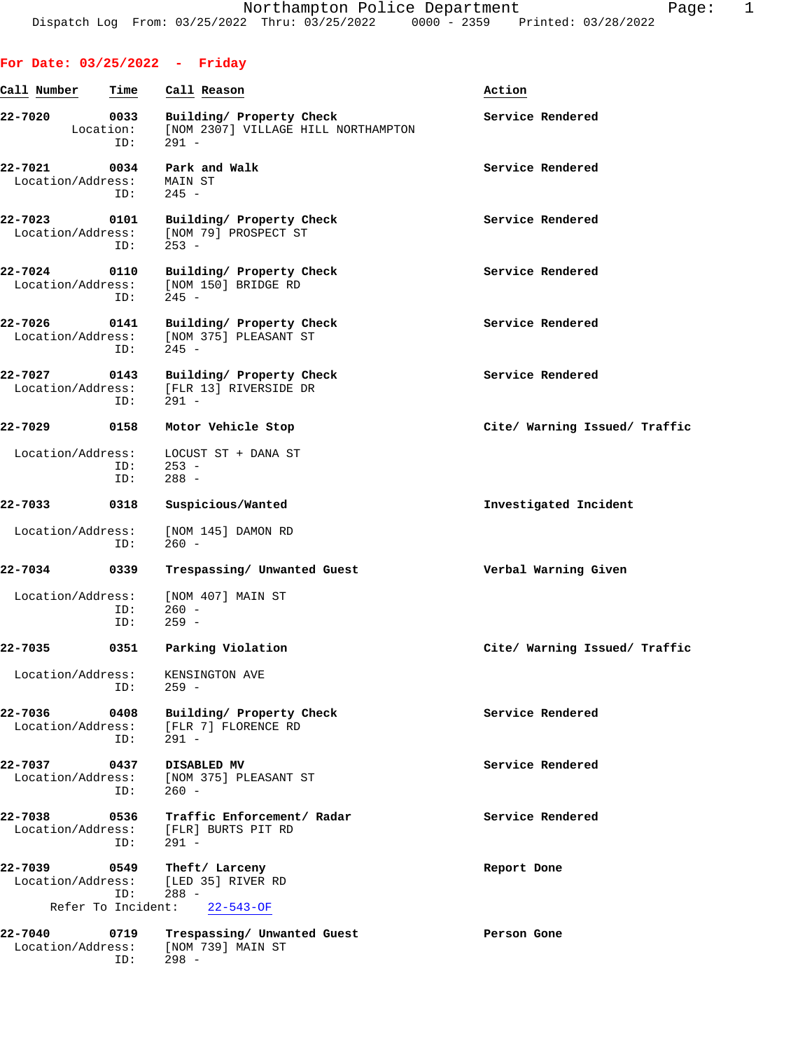Northampton Police Department
Dispatch Log From: 03/25/2022 Thru: 03/25/2022 0000 - 2359 Printed: 03/28/2022

## For Date: 03/25/2022 - Friday

| Call Number | Time | Call Reason | Action |
|---|---|---|---|
| 22-7020 | 0033 | Building/ Property Check | Service Rendered |
| | Location: | [NOM 2307] VILLAGE HILL NORTHAMPTON | |
| | ID: | 291 - | |
| 22-7021 | 0034 | Park and Walk | Service Rendered |
| | Location/Address: | MAIN ST | |
| | ID: | 245 - | |
| 22-7023 | 0101 | Building/ Property Check | Service Rendered |
| | Location/Address: | [NOM 79] PROSPECT ST | |
| | ID: | 253 - | |
| 22-7024 | 0110 | Building/ Property Check | Service Rendered |
| | Location/Address: | [NOM 150] BRIDGE RD | |
| | ID: | 245 - | |
| 22-7026 | 0141 | Building/ Property Check | Service Rendered |
| | Location/Address: | [NOM 375] PLEASANT ST | |
| | ID: | 245 - | |
| 22-7027 | 0143 | Building/ Property Check | Service Rendered |
| | Location/Address: | [FLR 13] RIVERSIDE DR | |
| | ID: | 291 - | |
| 22-7029 | 0158 | Motor Vehicle Stop | Cite/ Warning Issued/ Traffic |
| | Location/Address: | LOCUST ST + DANA ST | |
| | ID: | 253 - | |
| | ID: | 288 - | |
| 22-7033 | 0318 | Suspicious/Wanted | Investigated Incident |
| | Location/Address: | [NOM 145] DAMON RD | |
| | ID: | 260 - | |
| 22-7034 | 0339 | Trespassing/ Unwanted Guest | Verbal Warning Given |
| | Location/Address: | [NOM 407] MAIN ST | |
| | ID: | 260 - | |
| | ID: | 259 - | |
| 22-7035 | 0351 | Parking Violation | Cite/ Warning Issued/ Traffic |
| | Location/Address: | KENSINGTON AVE | |
| | ID: | 259 - | |
| 22-7036 | 0408 | Building/ Property Check | Service Rendered |
| | Location/Address: | [FLR 7] FLORENCE RD | |
| | ID: | 291 - | |
| 22-7037 | 0437 | DISABLED MV | Service Rendered |
| | Location/Address: | [NOM 375] PLEASANT ST | |
| | ID: | 260 - | |
| 22-7038 | 0536 | Traffic Enforcement/ Radar | Service Rendered |
| | Location/Address: | [FLR] BURTS PIT RD | |
| | ID: | 291 - | |
| 22-7039 | 0549 | Theft/ Larceny | Report Done |
| | Location/Address: | [LED 35] RIVER RD | |
| | ID: | 288 - | |
| | Refer To Incident: | 22-543-OF | |
| 22-7040 | 0719 | Trespassing/ Unwanted Guest | Person Gone |
| | Location/Address: | [NOM 739] MAIN ST | |
| | ID: | 298 - | |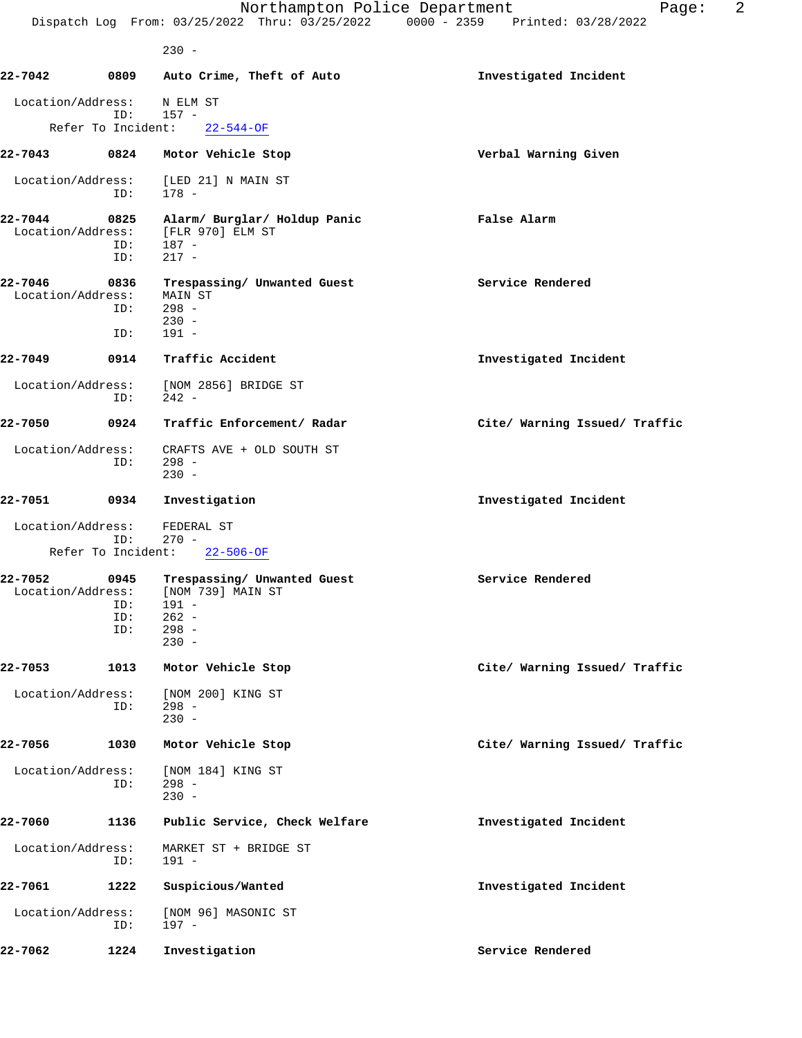230 -

**22-7042 0809 Auto Crime, Theft of Auto — Investigated Incident**

Location/Address: N ELM ST
ID: 157 -
Refer To Incident: 22-544-OF

**22-7043 0824 Motor Vehicle Stop — Verbal Warning Given**

Location/Address: [LED 21] N MAIN ST
ID: 178 -

**22-7044 0825 Alarm/ Burglar/ Holdup Panic — False Alarm**

Location/Address: [FLR 970] ELM ST
ID: 187 -
ID: 217 -

**22-7046 0836 Trespassing/ Unwanted Guest — Service Rendered**

Location/Address: MAIN ST
ID: 298 -
230 -
ID: 191 -

**22-7049 0914 Traffic Accident — Investigated Incident**

Location/Address: [NOM 2856] BRIDGE ST
ID: 242 -

**22-7050 0924 Traffic Enforcement/ Radar — Cite/ Warning Issued/ Traffic**

Location/Address: CRAFTS AVE + OLD SOUTH ST
ID: 298 -
230 -

**22-7051 0934 Investigation — Investigated Incident**

Location/Address: FEDERAL ST
ID: 270 -
Refer To Incident: 22-506-OF

**22-7052 0945 Trespassing/ Unwanted Guest — Service Rendered**

Location/Address: [NOM 739] MAIN ST
ID: 191 -
ID: 262 -
ID: 298 -
230 -

**22-7053 1013 Motor Vehicle Stop — Cite/ Warning Issued/ Traffic**

Location/Address: [NOM 200] KING ST
ID: 298 -
230 -

**22-7056 1030 Motor Vehicle Stop — Cite/ Warning Issued/ Traffic**

Location/Address: [NOM 184] KING ST
ID: 298 -
230 -

**22-7060 1136 Public Service, Check Welfare — Investigated Incident**

Location/Address: MARKET ST + BRIDGE ST
ID: 191 -

**22-7061 1222 Suspicious/Wanted — Investigated Incident**

Location/Address: [NOM 96] MASONIC ST
ID: 197 -

**22-7062 1224 Investigation — Service Rendered**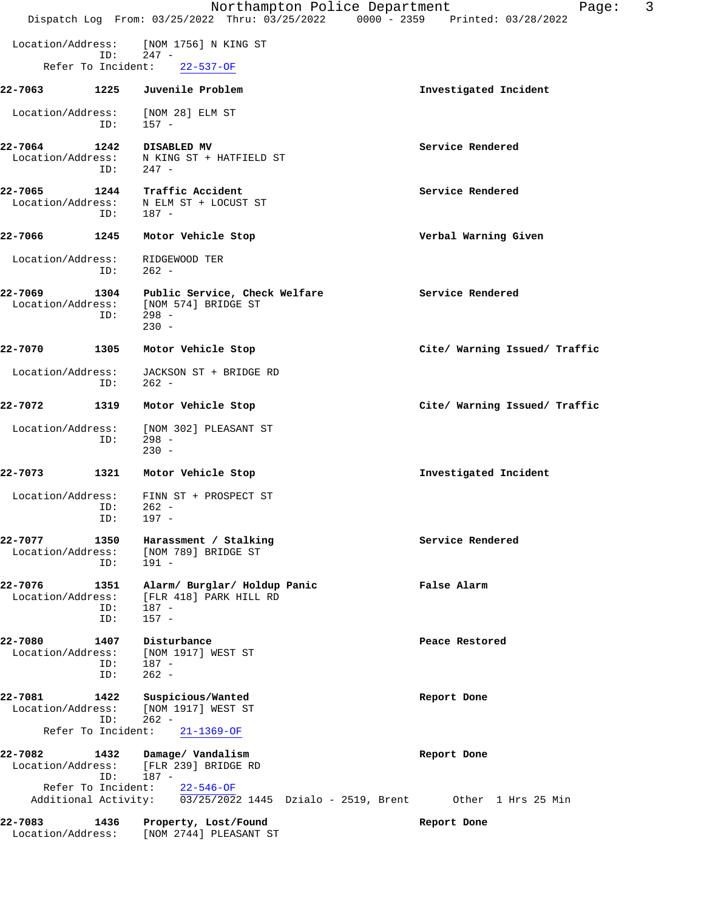Location/Address: [NOM 1756] N KING ST
ID: 247 -
Refer To Incident: 22-537-OF

**22-7063 1225 Juvenile Problem** — **Investigated Incident**

Location/Address: [NOM 28] ELM ST
ID: 157 -

**22-7064 1242 DISABLED MV** — **Service Rendered**

Location/Address: N KING ST + HATFIELD ST
ID: 247 -

**22-7065 1244 Traffic Accident** — **Service Rendered**

Location/Address: N ELM ST + LOCUST ST
ID: 187 -

**22-7066 1245 Motor Vehicle Stop** — **Verbal Warning Given**

Location/Address: RIDGEWOOD TER
ID: 262 -

**22-7069 1304 Public Service, Check Welfare** — **Service Rendered**

Location/Address: [NOM 574] BRIDGE ST
ID: 298 -
230 -

**22-7070 1305 Motor Vehicle Stop** — **Cite/ Warning Issued/ Traffic**

Location/Address: JACKSON ST + BRIDGE RD
ID: 262 -

**22-7072 1319 Motor Vehicle Stop** — **Cite/ Warning Issued/ Traffic**

Location/Address: [NOM 302] PLEASANT ST
ID: 298 -
230 -

**22-7073 1321 Motor Vehicle Stop** — **Investigated Incident**

Location/Address: FINN ST + PROSPECT ST
ID: 262 -
ID: 197 -

**22-7077 1350 Harassment / Stalking** — **Service Rendered**

Location/Address: [NOM 789] BRIDGE ST
ID: 191 -

**22-7076 1351 Alarm/ Burglar/ Holdup Panic** — **False Alarm**

Location/Address: [FLR 418] PARK HILL RD
ID: 187 -
ID: 157 -

**22-7080 1407 Disturbance** — **Peace Restored**

Location/Address: [NOM 1917] WEST ST
ID: 187 -
ID: 262 -

**22-7081 1422 Suspicious/Wanted** — **Report Done**

Location/Address: [NOM 1917] WEST ST
ID: 262 -
Refer To Incident: 21-1369-OF

**22-7082 1432 Damage/ Vandalism** — **Report Done**

Location/Address: [FLR 239] BRIDGE RD
ID: 187 -
Refer To Incident: 22-546-OF
Additional Activity: 03/25/2022 1445 Dzialo - 2519, Brent Other 1 Hrs 25 Min

**22-7083 1436 Property, Lost/Found** — **Report Done**

Location/Address: [NOM 2744] PLEASANT ST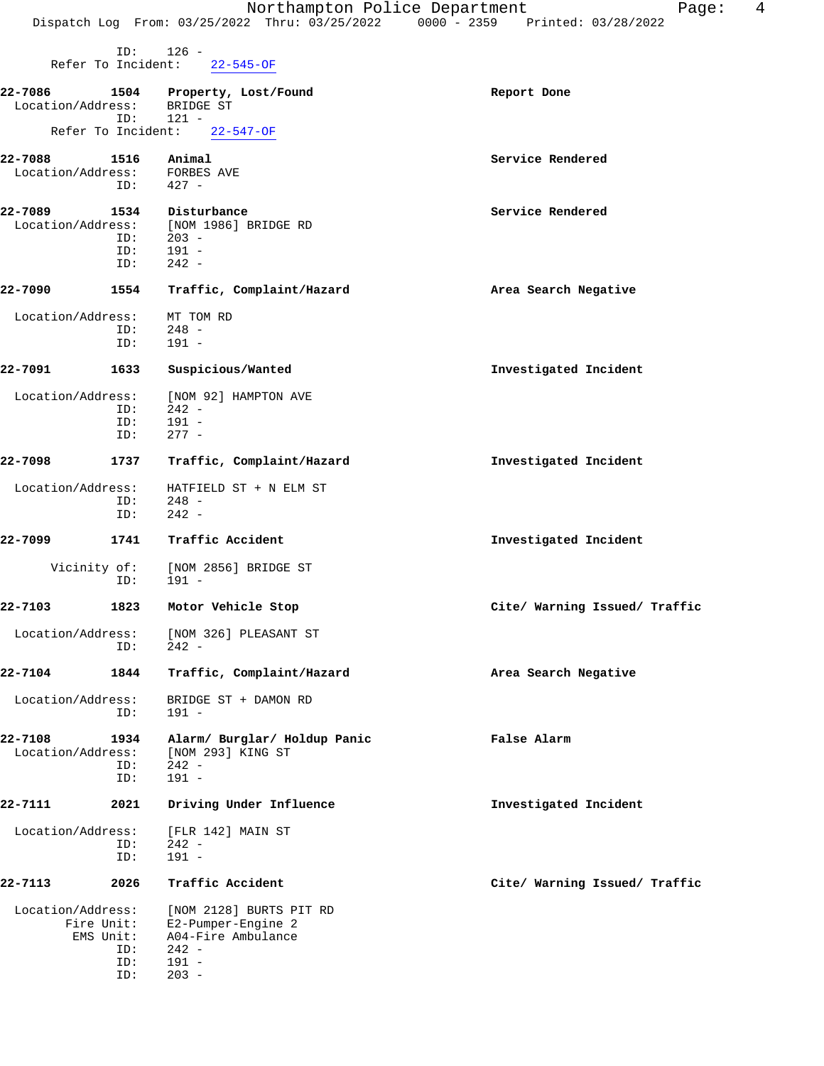```
            ID:    126 -
      Refer To Incident:    22-545-OF

22-7086        1504    Property, Lost/Found                          Report Done
  Location/Address:    BRIDGE ST
            ID:    121 -
      Refer To Incident:    22-547-OF

22-7088        1516    Animal                                        Service Rendered
  Location/Address:    FORBES AVE
            ID:    427 -

22-7089        1534    Disturbance                                   Service Rendered
  Location/Address:    [NOM 1986] BRIDGE RD
            ID:    203 -
            ID:    191 -
            ID:    242 -

22-7090        1554    Traffic, Complaint/Hazard                     Area Search Negative

  Location/Address:    MT TOM RD
            ID:    248 -
            ID:    191 -

22-7091        1633    Suspicious/Wanted                             Investigated Incident

  Location/Address:    [NOM 92] HAMPTON AVE
            ID:    242 -
            ID:    191 -
            ID:    277 -

22-7098        1737    Traffic, Complaint/Hazard                     Investigated Incident

  Location/Address:    HATFIELD ST + N ELM ST
            ID:    248 -
            ID:    242 -

22-7099        1741    Traffic Accident                              Investigated Incident

       Vicinity of:    [NOM 2856] BRIDGE ST
            ID:    191 -

22-7103        1823    Motor Vehicle Stop                            Cite/ Warning Issued/ Traffic

  Location/Address:    [NOM 326] PLEASANT ST
            ID:    242 -

22-7104        1844    Traffic, Complaint/Hazard                     Area Search Negative

  Location/Address:    BRIDGE ST + DAMON RD
            ID:    191 -

22-7108        1934    Alarm/ Burglar/ Holdup Panic                  False Alarm
  Location/Address:    [NOM 293] KING ST
            ID:    242 -
            ID:    191 -

22-7111        2021    Driving Under Influence                       Investigated Incident

  Location/Address:    [FLR 142] MAIN ST
            ID:    242 -
            ID:    191 -

22-7113        2026    Traffic Accident                              Cite/ Warning Issued/ Traffic

  Location/Address:    [NOM 2128] BURTS PIT RD
         Fire Unit:    E2-Pumper-Engine 2
          EMS Unit:    A04-Fire Ambulance
            ID:    242 -
            ID:    191 -
            ID:    203 -
```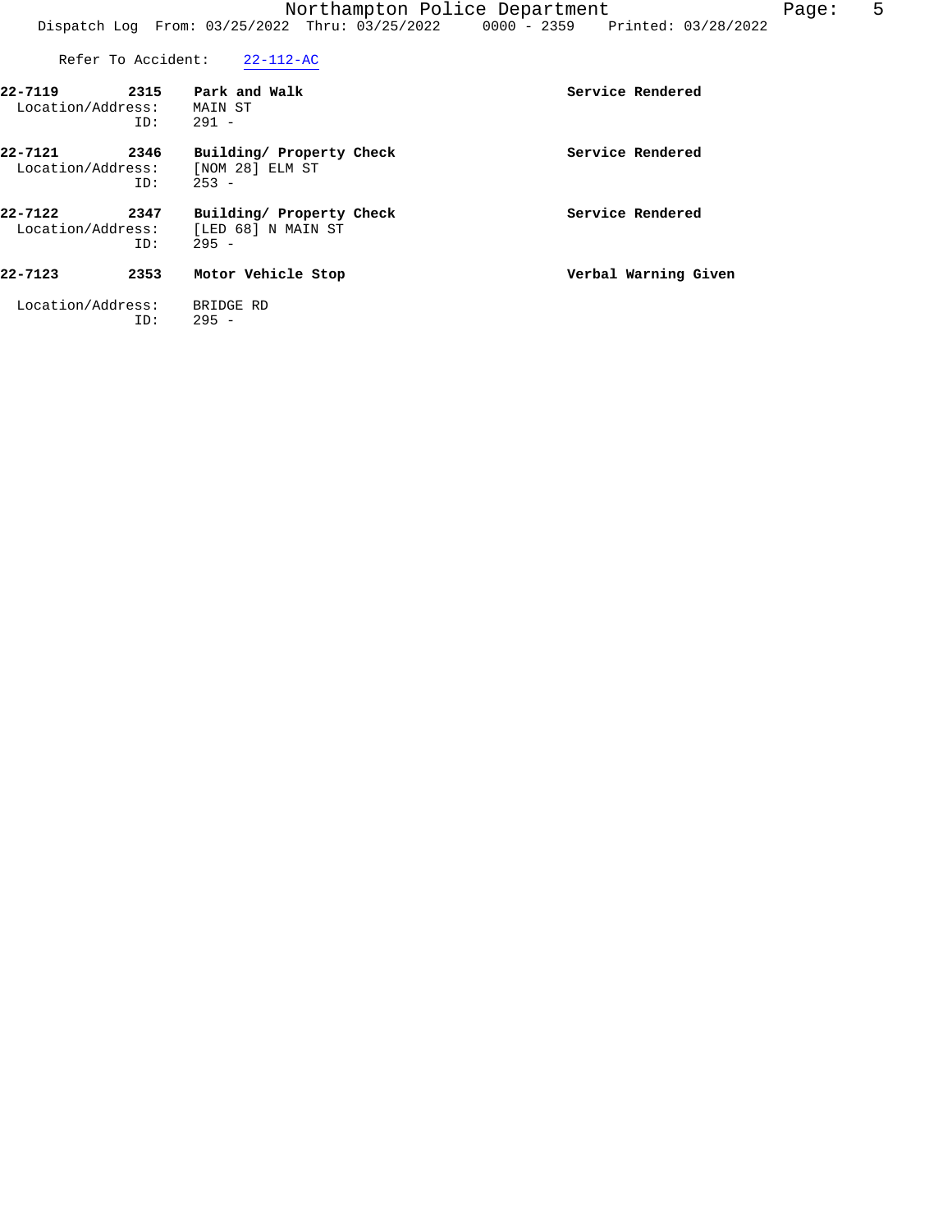Refer To Accident: 22-112-AC

**22-7119** **2315** **Park and Walk** **Service Rendered**
Location/Address: MAIN ST
ID: 291 -

**22-7121** **2346** **Building/ Property Check** **Service Rendered**
Location/Address: [NOM 28] ELM ST
ID: 253 -

**22-7122** **2347** **Building/ Property Check** **Service Rendered**
Location/Address: [LED 68] N MAIN ST
ID: 295 -

**22-7123** **2353** **Motor Vehicle Stop** **Verbal Warning Given**

Location/Address: BRIDGE RD
ID: 295 -